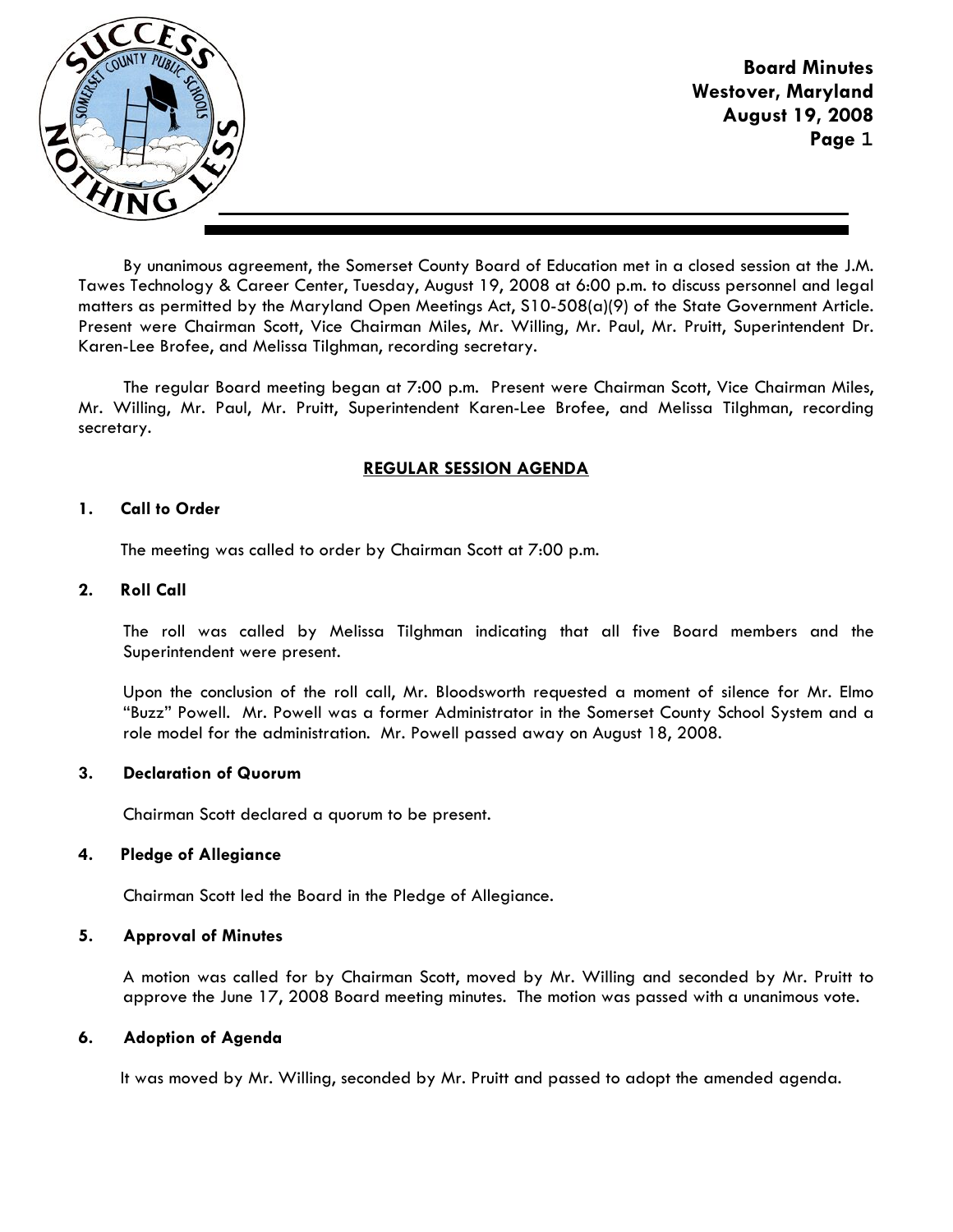# Board Minutes
## Westover, Maryland
## August 19, 2008

By unanimous agreement, the Somerset County Board of Education met in a closed session at the J.M. Tawes Technology & Career Center, Tuesday, August 19, 2008 at 6:00 p.m. to discuss personnel and legal matters as permitted by the Maryland Open Meetings Act, S10-508(a)(9) of the State Government Article. Present were Chairman Scott, Vice Chairman Miles, Mr. Willing, Mr. Paul, Mr. Pruitt, Superintendent Dr. Karen-Lee Brofee, and Melissa Tilghman, recording secretary.

The regular Board meeting began at 7:00 p.m. Present were Chairman Scott, Vice Chairman Miles, Mr. Willing, Mr. Paul, Mr. Pruitt, Superintendent Karen-Lee Brofee, and Melissa Tilghman, recording secretary.

## REGULAR SESSION AGENDA

### 1. Call to Order

The meeting was called to order by Chairman Scott at 7:00 p.m.

### 2. Roll Call

The roll was called by Melissa Tilghman indicating that all five Board members and the Superintendent were present.

Upon the conclusion of the roll call, Mr. Bloodsworth requested a moment of silence for Mr. Elmo "Buzz" Powell. Mr. Powell was a former Administrator in the Somerset County School System and a role model for the administration. Mr. Powell passed away on August 18, 2008.

### 3. Declaration of Quorum

Chairman Scott declared a quorum to be present.

### 4. Pledge of Allegiance

Chairman Scott led the Board in the Pledge of Allegiance.

### 5. Approval of Minutes

A motion was called for by Chairman Scott, moved by Mr. Willing and seconded by Mr. Pruitt to approve the June 17, 2008 Board meeting minutes. The motion was passed with a unanimous vote.

### 6. Adoption of Agenda

It was moved by Mr. Willing, seconded by Mr. Pruitt and passed to adopt the amended agenda.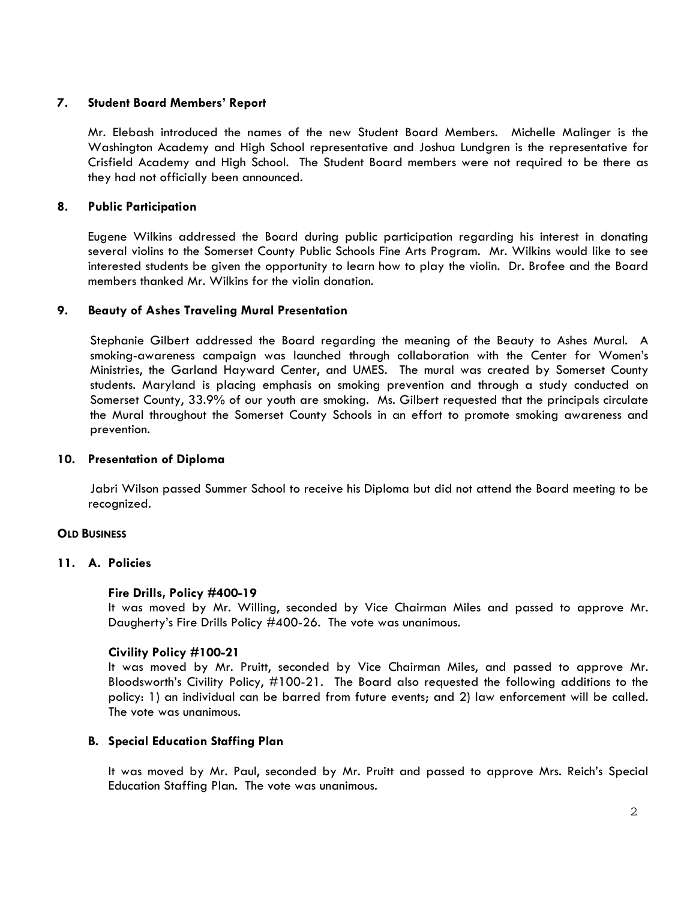### 7. Student Board Members' Report

Mr. Elebash introduced the names of the new Student Board Members. Michelle Malinger is the Washington Academy and High School representative and Joshua Lundgren is the representative for Crisfield Academy and High School. The Student Board members were not required to be there as they had not officially been announced.

### 8. Public Participation

Eugene Wilkins addressed the Board during public participation regarding his interest in donating several violins to the Somerset County Public Schools Fine Arts Program. Mr. Wilkins would like to see interested students be given the opportunity to learn how to play the violin. Dr. Brofee and the Board members thanked Mr. Wilkins for the violin donation.

### 9. Beauty of Ashes Traveling Mural Presentation

Stephanie Gilbert addressed the Board regarding the meaning of the Beauty to Ashes Mural. A smoking-awareness campaign was launched through collaboration with the Center for Women's Ministries, the Garland Hayward Center, and UMES. The mural was created by Somerset County students. Maryland is placing emphasis on smoking prevention and through a study conducted on Somerset County, 33.9% of our youth are smoking. Ms. Gilbert requested that the principals circulate the Mural throughout the Somerset County Schools in an effort to promote smoking awareness and prevention.

### 10. Presentation of Diploma

Jabri Wilson passed Summer School to receive his Diploma but did not attend the Board meeting to be recognized.

## OLD BUSINESS

### 11. A. Policies

**Fire Drills, Policy #400-19**
It was moved by Mr. Willing, seconded by Vice Chairman Miles and passed to approve Mr. Daugherty's Fire Drills Policy #400-26. The vote was unanimous.

**Civility Policy #100-21**
It was moved by Mr. Pruitt, seconded by Vice Chairman Miles, and passed to approve Mr. Bloodsworth's Civility Policy, #100-21. The Board also requested the following additions to the policy: 1) an individual can be barred from future events; and 2) law enforcement will be called. The vote was unanimous.

### B. Special Education Staffing Plan

It was moved by Mr. Paul, seconded by Mr. Pruitt and passed to approve Mrs. Reich's Special Education Staffing Plan. The vote was unanimous.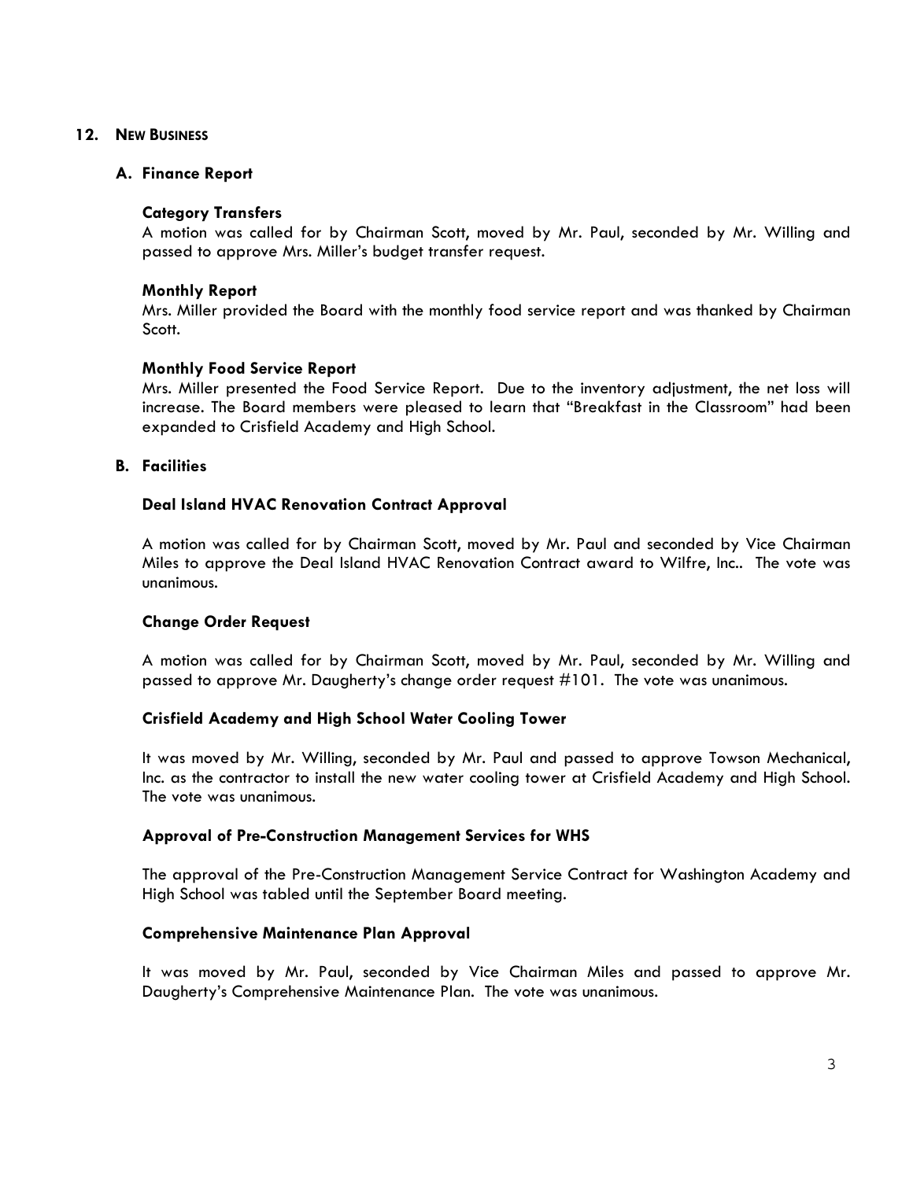## 12. NEW BUSINESS

### A. Finance Report

**Category Transfers**

A motion was called for by Chairman Scott, moved by Mr. Paul, seconded by Mr. Willing and passed to approve Mrs. Miller's budget transfer request.

**Monthly Report**

Mrs. Miller provided the Board with the monthly food service report and was thanked by Chairman Scott.

**Monthly Food Service Report**

Mrs. Miller presented the Food Service Report. Due to the inventory adjustment, the net loss will increase. The Board members were pleased to learn that "Breakfast in the Classroom" had been expanded to Crisfield Academy and High School.

### B. Facilities

**Deal Island HVAC Renovation Contract Approval**

A motion was called for by Chairman Scott, moved by Mr. Paul and seconded by Vice Chairman Miles to approve the Deal Island HVAC Renovation Contract award to Wilfre, Inc.. The vote was unanimous.

**Change Order Request**

A motion was called for by Chairman Scott, moved by Mr. Paul, seconded by Mr. Willing and passed to approve Mr. Daugherty's change order request #101. The vote was unanimous.

**Crisfield Academy and High School Water Cooling Tower**

It was moved by Mr. Willing, seconded by Mr. Paul and passed to approve Towson Mechanical, Inc. as the contractor to install the new water cooling tower at Crisfield Academy and High School. The vote was unanimous.

**Approval of Pre-Construction Management Services for WHS**

The approval of the Pre-Construction Management Service Contract for Washington Academy and High School was tabled until the September Board meeting.

**Comprehensive Maintenance Plan Approval**

It was moved by Mr. Paul, seconded by Vice Chairman Miles and passed to approve Mr. Daugherty's Comprehensive Maintenance Plan. The vote was unanimous.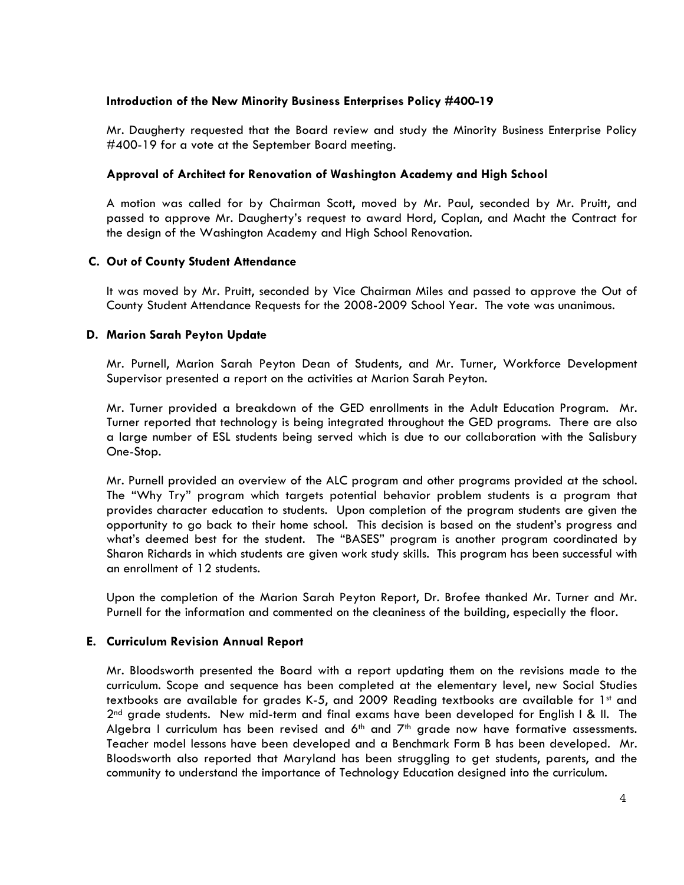### Introduction of the New Minority Business Enterprises Policy #400-19

Mr. Daugherty requested that the Board review and study the Minority Business Enterprise Policy #400-19 for a vote at the September Board meeting.

### Approval of Architect for Renovation of Washington Academy and High School

A motion was called for by Chairman Scott, moved by Mr. Paul, seconded by Mr. Pruitt, and passed to approve Mr. Daugherty's request to award Hord, Coplan, and Macht the Contract for the design of the Washington Academy and High School Renovation.

### C. Out of County Student Attendance

It was moved by Mr. Pruitt, seconded by Vice Chairman Miles and passed to approve the Out of County Student Attendance Requests for the 2008-2009 School Year. The vote was unanimous.

### D. Marion Sarah Peyton Update

Mr. Purnell, Marion Sarah Peyton Dean of Students, and Mr. Turner, Workforce Development Supervisor presented a report on the activities at Marion Sarah Peyton.

Mr. Turner provided a breakdown of the GED enrollments in the Adult Education Program. Mr. Turner reported that technology is being integrated throughout the GED programs. There are also a large number of ESL students being served which is due to our collaboration with the Salisbury One-Stop.

Mr. Purnell provided an overview of the ALC program and other programs provided at the school. The "Why Try" program which targets potential behavior problem students is a program that provides character education to students. Upon completion of the program students are given the opportunity to go back to their home school. This decision is based on the student's progress and what's deemed best for the student. The "BASES" program is another program coordinated by Sharon Richards in which students are given work study skills. This program has been successful with an enrollment of 12 students.

Upon the completion of the Marion Sarah Peyton Report, Dr. Brofee thanked Mr. Turner and Mr. Purnell for the information and commented on the cleaniness of the building, especially the floor.

### E. Curriculum Revision Annual Report

Mr. Bloodsworth presented the Board with a report updating them on the revisions made to the curriculum. Scope and sequence has been completed at the elementary level, new Social Studies textbooks are available for grades K-5, and 2009 Reading textbooks are available for 1st and 2nd grade students. New mid-term and final exams have been developed for English I & II. The Algebra I curriculum has been revised and 6th and 7th grade now have formative assessments. Teacher model lessons have been developed and a Benchmark Form B has been developed. Mr. Bloodsworth also reported that Maryland has been struggling to get students, parents, and the community to understand the importance of Technology Education designed into the curriculum.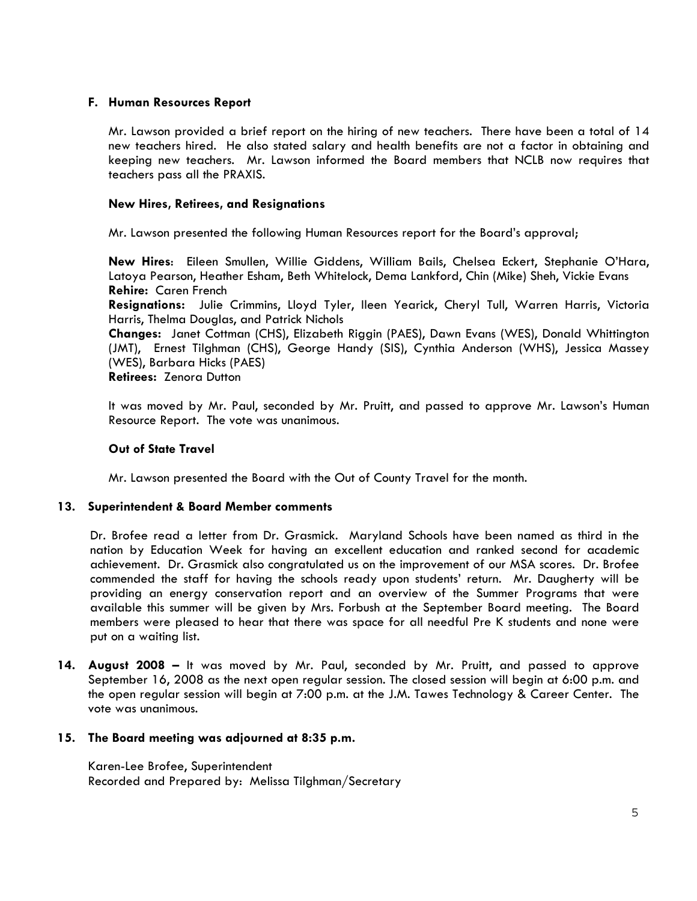### F. Human Resources Report

Mr. Lawson provided a brief report on the hiring of new teachers. There have been a total of 14 new teachers hired. He also stated salary and health benefits are not a factor in obtaining and keeping new teachers. Mr. Lawson informed the Board members that NCLB now requires that teachers pass all the PRAXIS.

**New Hires, Retirees, and Resignations**

Mr. Lawson presented the following Human Resources report for the Board's approval;

**New Hires**: Eileen Smullen, Willie Giddens, William Bails, Chelsea Eckert, Stephanie O'Hara, Latoya Pearson, Heather Esham, Beth Whitelock, Dema Lankford, Chin (Mike) Sheh, Vickie Evans
**Rehire:** Caren French
**Resignations:** Julie Crimmins, Lloyd Tyler, Ileen Yearick, Cheryl Tull, Warren Harris, Victoria Harris, Thelma Douglas, and Patrick Nichols
**Changes:** Janet Cottman (CHS), Elizabeth Riggin (PAES), Dawn Evans (WES), Donald Whittington (JMT), Ernest Tilghman (CHS), George Handy (SIS), Cynthia Anderson (WHS), Jessica Massey (WES), Barbara Hicks (PAES)
**Retirees:** Zenora Dutton

It was moved by Mr. Paul, seconded by Mr. Pruitt, and passed to approve Mr. Lawson's Human Resource Report. The vote was unanimous.

**Out of State Travel**

Mr. Lawson presented the Board with the Out of County Travel for the month.

### 13. Superintendent & Board Member comments

Dr. Brofee read a letter from Dr. Grasmick. Maryland Schools have been named as third in the nation by Education Week for having an excellent education and ranked second for academic achievement. Dr. Grasmick also congratulated us on the improvement of our MSA scores. Dr. Brofee commended the staff for having the schools ready upon students' return. Mr. Daugherty will be providing an energy conservation report and an overview of the Summer Programs that were available this summer will be given by Mrs. Forbush at the September Board meeting. The Board members were pleased to hear that there was space for all needful Pre K students and none were put on a waiting list.

**14. August 2008 –** It was moved by Mr. Paul, seconded by Mr. Pruitt, and passed to approve September 16, 2008 as the next open regular session. The closed session will begin at 6:00 p.m. and the open regular session will begin at 7:00 p.m. at the J.M. Tawes Technology & Career Center. The vote was unanimous.

### 15. The Board meeting was adjourned at 8:35 p.m.

Karen-Lee Brofee, Superintendent
Recorded and Prepared by: Melissa Tilghman/Secretary